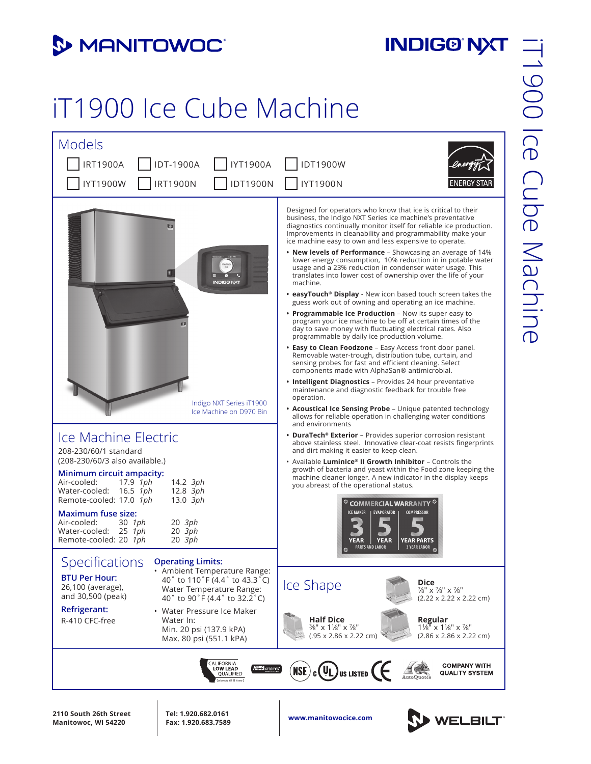MANITOWOC

INDIGO NXT

# iT1900 Ice Cube Machine

## Models

- ☐ IRT1900A
- ☐ IDT-1900A
- ☐ IYT1900A
- ☐ IDT1900W
- ☐ IYT1900W
- ☐ IRT1900N
- ☐ IDT1900N
- ☐ IYT1900N

ENERGY STAR

Indigo NXT Series iT1900 Ice Machine on D970 Bin

Designed for operators who know that ice is critical to their business, the Indigo NXT Series ice machine's preventative diagnostics continually monitor itself for reliable ice production. Improvements in cleanability and programmability make your ice machine easy to own and less expensive to operate.

- **New levels of Performance** – Showcasing an average of 14% lower energy consumption, 10% reduction in in potable water usage and a 23% reduction in condenser water usage. This translates into lower cost of ownership over the life of your machine.
- **easyTouch® Display** - New icon based touch screen takes the guess work out of owning and operating an ice machine.
- **Programmable Ice Production** – Now its super easy to program your ice machine to be off at certain times of the day to save money with fluctuating electrical rates. Also programmable by daily ice production volume.
- **Easy to Clean Foodzone** – Easy Access front door panel. Removable water-trough, distribution tube, curtain, and sensing probes for fast and efficient cleaning. Select components made with AlphaSan® antimicrobial.
- **Intelligent Diagnostics** – Provides 24 hour preventative maintenance and diagnostic feedback for trouble free operation.
- **Acoustical Ice Sensing Probe** – Unique patented technology allows for reliable operation in challenging water conditions and environments
- **DuraTech® Exterior** – Provides superior corrosion resistant above stainless steel. Innovative clear-coat resists fingerprints and dirt making it easier to keep clean.
- Available **LuminIce® II Growth Inhibitor** – Controls the growth of bacteria and yeast within the Food zone keeping the machine cleaner longer. A new indicator in the display keeps you abreast of the operational status.

**COMMERCIAL WARRANTY**

| ICE MAKER | EVAPORATOR | COMPRESSOR |
|---|---|---|
| 3 YEAR | 5 YEAR | 5 YEAR PARTS |
| PARTS AND LABOR | | 3 YEAR LABOR |

## Ice Machine Electric

208-230/60/1 standard
(208-230/60/3 also available.)

**Minimum circuit ampacity:**

| | | |
|---|---|---|
| Air-cooled: | 17.9 *1ph* | 14.2 *3ph* |
| Water-cooled: | 16.5 *1ph* | 12.8 *3ph* |
| Remote-cooled: | 17.0 *1ph* | 13.0 *3ph* |

**Maximum fuse size:**

| | | |
|---|---|---|
| Air-cooled: | 30 *1ph* | 20 *3ph* |
| Water-cooled: | 25 *1ph* | 20 *3ph* |
| Remote-cooled: | 20 *1ph* | 20 *3ph* |

## Specifications

**BTU Per Hour:**
26,100 (average), and 30,500 (peak)

**Refrigerant:**
R-410 CFC-free

**Operating Limits:**

- Ambient Temperature Range: 40˚ to 110˚F (4.4˚ to 43.3˚C)
  Water Temperature Range: 40˚ to 90˚F (4.4˚ to 32.2˚C)
- Water Pressure Ice Maker Water In:
  Min. 20 psi (137.9 kPA)
  Max. 80 psi (551.1 kPA)

## Ice Shape

**Dice**
⅞" x ⅞" x ⅞"
(2.22 x 2.22 x 2.22 cm)

**Half Dice**
⅜" x 1⅛" x ⅞"
(.95 x 2.86 x 2.22 cm)

**Regular**
1⅛" x 1⅛" x ⅞"
(2.86 x 2.86 x 2.22 cm)

CALIFORNIA LOW LEAD QUALIFIED | AHRI CERTIFIED | NSF | c UL US LISTED | CE | AutoQuotes | COMPANY WITH QUALITY SYSTEM

2110 South 26th Street
Manitowoc, WI 54220

Tel: 1.920.682.0161
Fax: 1.920.683.7589

www.manitowocice.com

WELBILT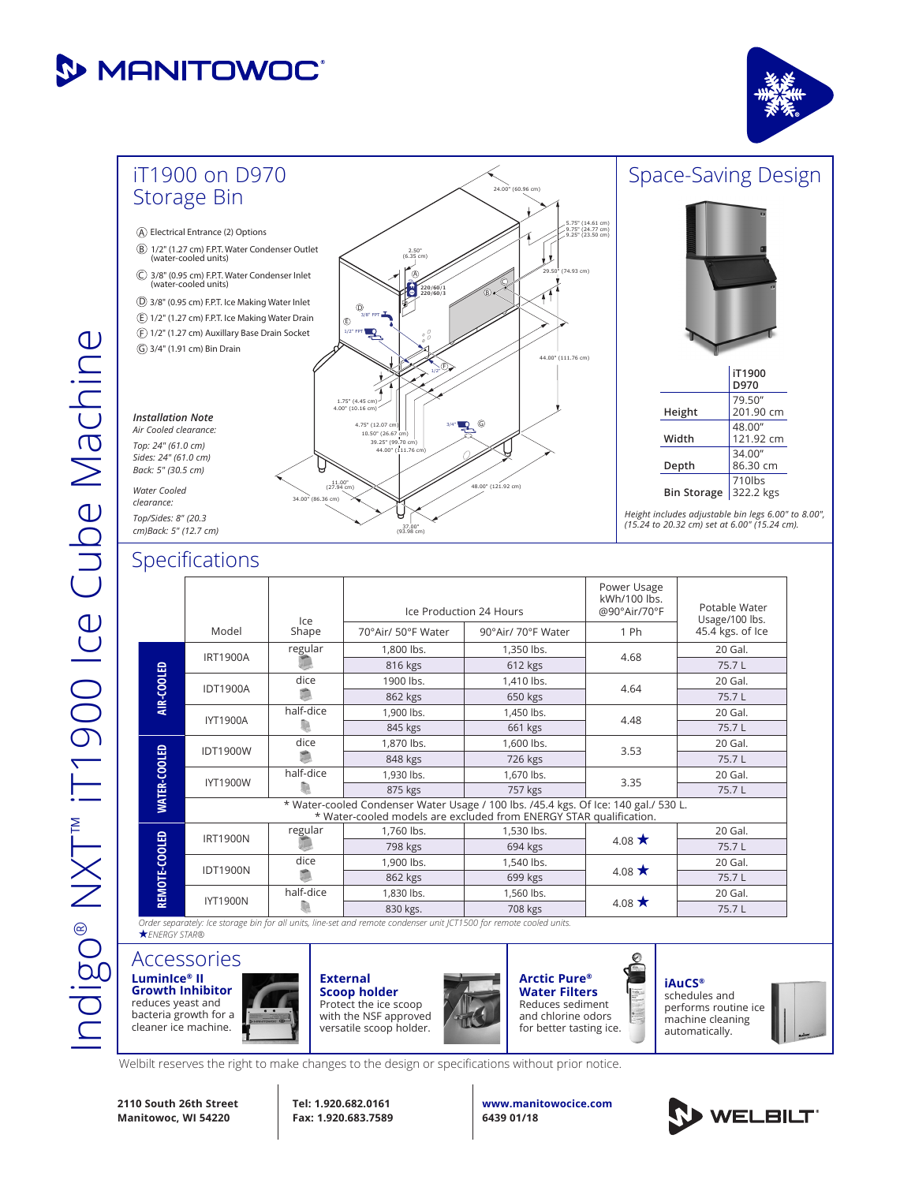# Indigo® NXT™ iT1900 Ice Cube Machine

## iT1900 on D970 Storage Bin

Ⓐ Electrical Entrance (2) Options
Ⓑ 1/2" (1.27 cm) F.P.T. Water Condenser Outlet (water-cooled units)
Ⓒ 3/8" (0.95 cm) F.P.T. Water Condenser Inlet (water-cooled units)
Ⓓ 3/8" (0.95 cm) F.P.T. Ice Making Water Inlet
Ⓔ 1/2" (1.27 cm) F.P.T. Ice Making Water Drain
Ⓕ 1/2" (1.27 cm) Auxillary Base Drain Socket
Ⓖ 3/4" (1.91 cm) Bin Drain

*Installation Note*

*Air Cooled clearance:*
*Top: 24" (61.0 cm)*
*Sides: 24" (61.0 cm)*
*Back: 5" (30.5 cm)*

*Water Cooled clearance:*
*Top/Sides: 8" (20.3 cm)Back: 5" (12.7 cm)*

24.00" (60.96 cm)
5.75" (14.61 cm)
9.75" (24.77 cm)
9.25" (23.50 cm)
2.50" (6.35 cm)
29.50" (74.93 cm)
220/60/1
220/60/3
3/8" FPT
1/2" FPT
1/2"
44.00" (111.76 cm)
1.75" (4.45 cm)
4.00" (10.16 cm)
4.75" (12.07 cm)
10.50" (26.67 cm)
39.25" (99.70 cm)
44.00" (111.76 cm)
3/4"
11.00" (27.94 cm)
34.00" (86.36 cm)
48.00" (121.92 cm)
37.00" (93.98 cm)

## Space-Saving Design

| | iT1900 D970 |
|---|---|
| Height | 79.50" 201.90 cm |
| Width | 48.00" 121.92 cm |
| Depth | 34.00" 86.30 cm |
| Bin Storage | 710lbs 322.2 kgs |

*Height includes adjustable bin legs 6.00" to 8.00", (15.24 to 20.32 cm) set at 6.00" (15.24 cm).*

## Specifications

| | Model | Ice Shape | Ice Production 24 Hours | | Power Usage kWh/100 lbs. @90°Air/70°F | Potable Water Usage/100 lbs. 45.4 kgs. of Ice |
|---|---|---|---|---|---|---|
| | | | 70°Air/ 50°F Water | 90°Air/ 70°F Water | 1 Ph | |
| AIR-COOLED | IRT1900A | regular | 1,800 lbs. | 1,350 lbs. | 4.68 | 20 Gal. |
| | | | 816 kgs | 612 kgs | | 75.7 L |
| | IDT1900A | dice | 1900 lbs. | 1,410 lbs. | 4.64 | 20 Gal. |
| | | | 862 kgs | 650 kgs | | 75.7 L |
| | IYT1900A | half-dice | 1,900 lbs. | 1,450 lbs. | 4.48 | 20 Gal. |
| | | | 845 kgs | 661 kgs | | 75.7 L |
| WATER-COOLED | IDT1900W | dice | 1,870 lbs. | 1,600 lbs. | 3.53 | 20 Gal. |
| | | | 848 kgs | 726 kgs | | 75.7 L |
| | IYT1900W | half-dice | 1,930 lbs. | 1,670 lbs. | 3.35 | 20 Gal. |
| | | | 875 kgs | 757 kgs | | 75.7 L |
| | * Water-cooled Condenser Water Usage / 100 lbs. /45.4 kgs. Of Ice: 140 gal./ 530 L. * Water-cooled models are excluded from ENERGY STAR qualification. | | | | | |
| REMOTE-COOLED | IRT1900N | regular | 1,760 lbs. | 1,530 lbs. | 4.08 ★ | 20 Gal. |
| | | | 798 kgs | 694 kgs | | 75.7 L |
| | IDT1900N | dice | 1,900 lbs. | 1,540 lbs. | 4.08 ★ | 20 Gal. |
| | | | 862 kgs | 699 kgs | | 75.7 L |
| | IYT1900N | half-dice | 1,830 lbs. | 1,560 lbs. | 4.08 ★ | 20 Gal. |
| | | | 830 kgs. | 708 kgs | | 75.7 L |

*Order separately: Ice storage bin for all units, line-set and remote condenser unit JCT1500 for remote cooled units.*
*★ENERGY STAR®*

## Accessories

**LuminIce® II Growth Inhibitor**
reduces yeast and bacteria growth for a cleaner ice machine.

**External Scoop holder**
Protect the ice scoop with the NSF approved versatile scoop holder.

**Arctic Pure® Water Filters**
Reduces sediment and chlorine odors for better tasting ice.

**iAuCS®**
schedules and performs routine ice machine cleaning automatically.

Welbilt reserves the right to make changes to the design or specifications without prior notice.

**2110 South 26th Street**
**Manitowoc, WI 54220**

**Tel: 1.920.682.0161**
**Fax: 1.920.683.7589**

**www.manitowocice.com**
**6439 01/18**